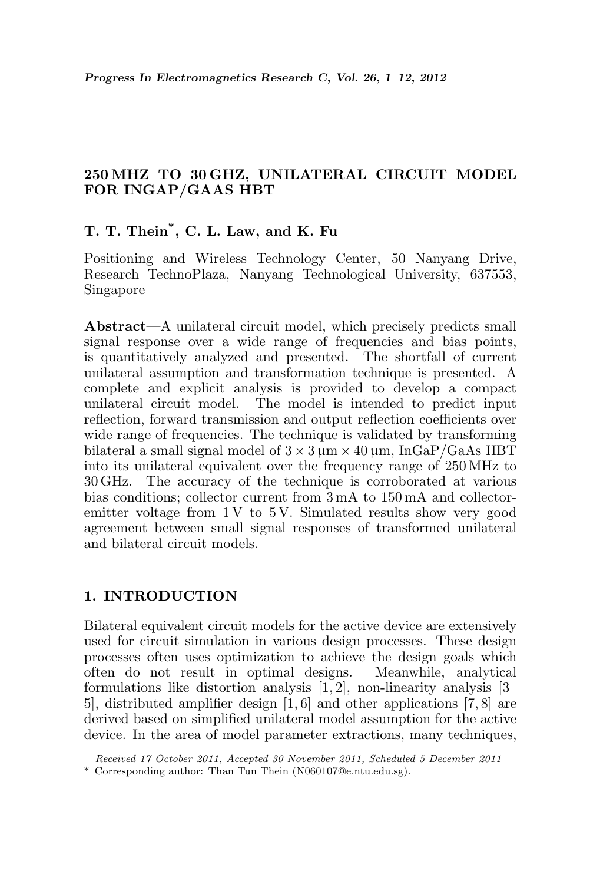# 250 MHZ TO 30 GHZ, UNILATERAL CIRCUIT MODEL FOR INGAP/GAAS HBT

**T. T. Thein*, C. L. Law, and K. Fu**

Positioning and Wireless Technology Center, 50 Nanyang Drive, Research TechnoPlaza, Nanyang Technological University, 637553, Singapore

**Abstract**—A unilateral circuit model, which precisely predicts small signal response over a wide range of frequencies and bias points, is quantitatively analyzed and presented. The shortfall of current unilateral assumption and transformation technique is presented. A complete and explicit analysis is provided to develop a compact unilateral circuit model. The model is intended to predict input reflection, forward transmission and output reflection coefficients over wide range of frequencies. The technique is validated by transforming bilateral a small signal model of $3 \times 3\,\mu\text{m} \times 40\,\mu\text{m}$, InGaP/GaAs HBT into its unilateral equivalent over the frequency range of 250 MHz to 30 GHz. The accuracy of the technique is corroborated at various bias conditions; collector current from 3 mA to 150 mA and collector-emitter voltage from 1 V to 5 V. Simulated results show very good agreement between small signal responses of transformed unilateral and bilateral circuit models.

## 1. INTRODUCTION

Bilateral equivalent circuit models for the active device are extensively used for circuit simulation in various design processes. These design processes often uses optimization to achieve the design goals which often do not result in optimal designs. Meanwhile, analytical formulations like distortion analysis [1, 2], non-linearity analysis [3–5], distributed amplifier design [1, 6] and other applications [7, 8] are derived based on simplified unilateral model assumption for the active device. In the area of model parameter extractions, many techniques,

*Received 17 October 2011, Accepted 30 November 2011, Scheduled 5 December 2011*

\* Corresponding author: Than Tun Thein (N060107@e.ntu.edu.sg).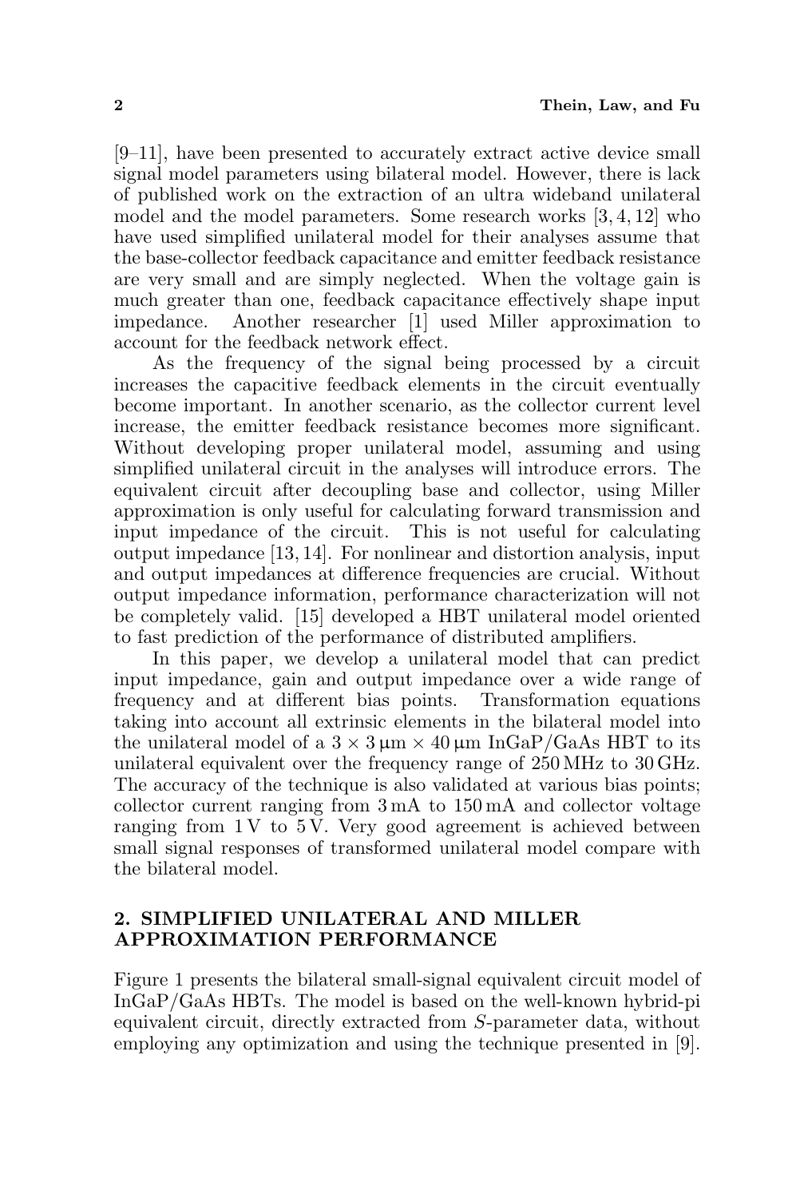[9–11], have been presented to accurately extract active device small signal model parameters using bilateral model. However, there is lack of published work on the extraction of an ultra wideband unilateral model and the model parameters. Some research works [3, 4, 12] who have used simplified unilateral model for their analyses assume that the base-collector feedback capacitance and emitter feedback resistance are very small and are simply neglected. When the voltage gain is much greater than one, feedback capacitance effectively shape input impedance. Another researcher [1] used Miller approximation to account for the feedback network effect.

As the frequency of the signal being processed by a circuit increases the capacitive feedback elements in the circuit eventually become important. In another scenario, as the collector current level increase, the emitter feedback resistance becomes more significant. Without developing proper unilateral model, assuming and using simplified unilateral circuit in the analyses will introduce errors. The equivalent circuit after decoupling base and collector, using Miller approximation is only useful for calculating forward transmission and input impedance of the circuit. This is not useful for calculating output impedance [13, 14]. For nonlinear and distortion analysis, input and output impedances at difference frequencies are crucial. Without output impedance information, performance characterization will not be completely valid. [15] developed a HBT unilateral model oriented to fast prediction of the performance of distributed amplifiers.

In this paper, we develop a unilateral model that can predict input impedance, gain and output impedance over a wide range of frequency and at different bias points. Transformation equations taking into account all extrinsic elements in the bilateral model into the unilateral model of a $3 \times 3\,\mu\text{m} \times 40\,\mu\text{m}$ InGaP/GaAs HBT to its unilateral equivalent over the frequency range of 250 MHz to 30 GHz. The accuracy of the technique is also validated at various bias points; collector current ranging from 3 mA to 150 mA and collector voltage ranging from 1 V to 5 V. Very good agreement is achieved between small signal responses of transformed unilateral model compare with the bilateral model.

## 2. SIMPLIFIED UNILATERAL AND MILLER APPROXIMATION PERFORMANCE

Figure 1 presents the bilateral small-signal equivalent circuit model of InGaP/GaAs HBTs. The model is based on the well-known hybrid-pi equivalent circuit, directly extracted from $S$-parameter data, without employing any optimization and using the technique presented in [9].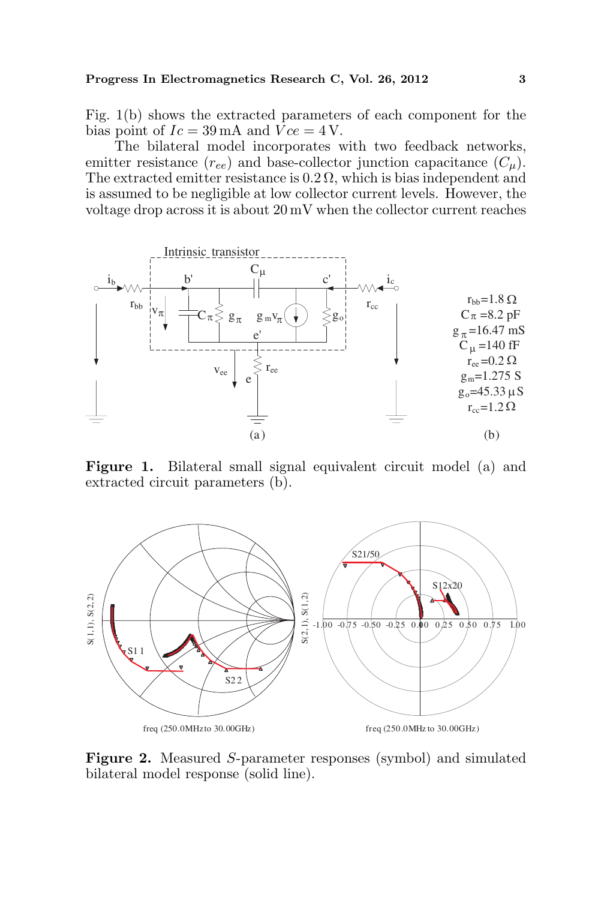Fig. 1(b) shows the extracted parameters of each component for the bias point of $Ic = 39\,\mathrm{mA}$ and $Vce = 4\,\mathrm{V}$.

The bilateral model incorporates with two feedback networks, emitter resistance ($r_{ee}$) and base-collector junction capacitance ($C_{\mu}$). The extracted emitter resistance is $0.2\,\Omega$, which is bias independent and is assumed to be negligible at low collector current levels. However, the voltage drop across it is about 20 mV when the collector current reaches

$r_{bb}=1.8\,\Omega$
$C_{\pi}=8.2\,\mathrm{pF}$
$g_{\pi}=16.47\,\mathrm{mS}$
$C_{\mu}=140\,\mathrm{fF}$
$r_{ee}=0.2\,\Omega$
$g_m=1.275\,\mathrm{S}$
$g_o=45.33\,\mu\mathrm{S}$
$r_{cc}=1.2\,\Omega$

**Figure 1.** Bilateral small signal equivalent circuit model (a) and extracted circuit parameters (b).

**Figure 2.** Measured $S$-parameter responses (symbol) and simulated bilateral model response (solid line).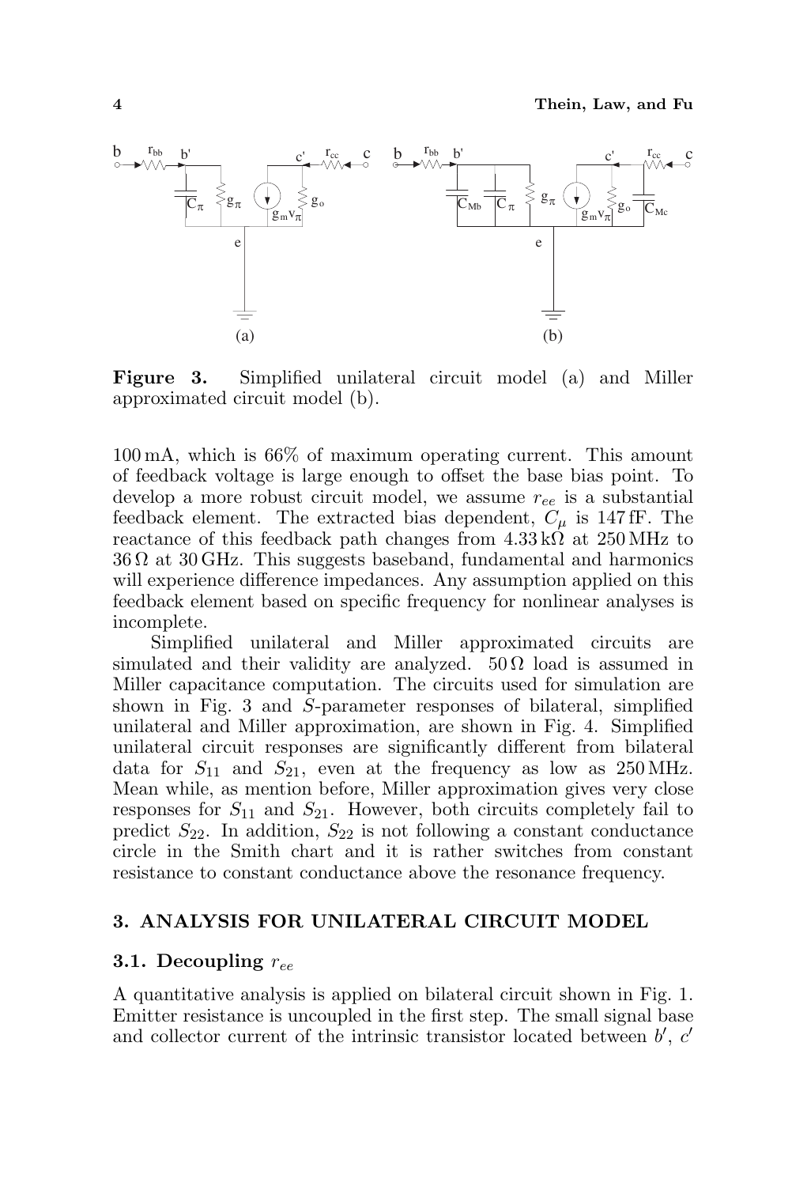**Figure 3.** Simplified unilateral circuit model (a) and Miller approximated circuit model (b).

100 mA, which is 66% of maximum operating current. This amount of feedback voltage is large enough to offset the base bias point. To develop a more robust circuit model, we assume $r_{ee}$ is a substantial feedback element. The extracted bias dependent, $C_{\mu}$ is 147 fF. The reactance of this feedback path changes from 4.33 kΩ at 250 MHz to 36 Ω at 30 GHz. This suggests baseband, fundamental and harmonics will experience difference impedances. Any assumption applied on this feedback element based on specific frequency for nonlinear analyses is incomplete.

Simplified unilateral and Miller approximated circuits are simulated and their validity are analyzed. 50 Ω load is assumed in Miller capacitance computation. The circuits used for simulation are shown in Fig. 3 and $S$-parameter responses of bilateral, simplified unilateral and Miller approximation, are shown in Fig. 4. Simplified unilateral circuit responses are significantly different from bilateral data for $S_{11}$ and $S_{21}$, even at the frequency as low as 250 MHz. Mean while, as mention before, Miller approximation gives very close responses for $S_{11}$ and $S_{21}$. However, both circuits completely fail to predict $S_{22}$. In addition, $S_{22}$ is not following a constant conductance circle in the Smith chart and it is rather switches from constant resistance to constant conductance above the resonance frequency.

## 3. ANALYSIS FOR UNILATERAL CIRCUIT MODEL

### 3.1. Decoupling $r_{ee}$

A quantitative analysis is applied on bilateral circuit shown in Fig. 1. Emitter resistance is uncoupled in the first step. The small signal base and collector current of the intrinsic transistor located between $b'$, $c'$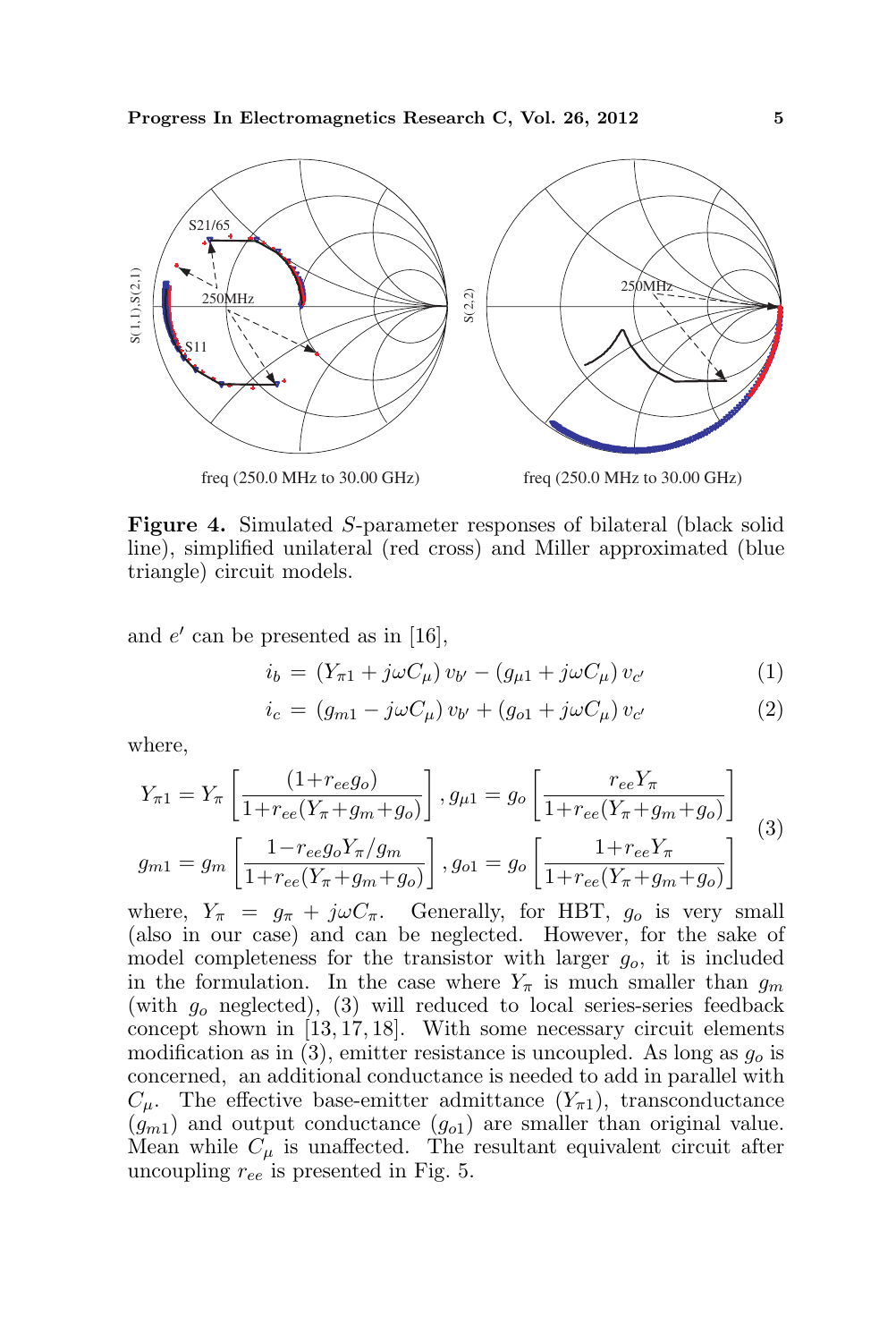**Figure 4.** Simulated $S$-parameter responses of bilateral (black solid line), simplified unilateral (red cross) and Miller approximated (blue triangle) circuit models.

and $e'$ can be presented as in [16],

$$i_b = (Y_{\pi 1} + j\omega C_\mu)\, v_{b'} - (g_{\mu 1} + j\omega C_\mu)\, v_{c'} \tag{1}$$

$$i_c = (g_{m1} - j\omega C_\mu)\, v_{b'} + (g_{o1} + j\omega C_\mu)\, v_{c'} \tag{2}$$

where,

$$\begin{aligned} Y_{\pi 1} &= Y_\pi \left[\frac{(1+r_{ee} g_o)}{1+r_{ee}(Y_\pi + g_m + g_o)}\right], g_{\mu 1} = g_o \left[\frac{r_{ee} Y_\pi}{1+r_{ee}(Y_\pi + g_m + g_o)}\right] \\ g_{m1} &= g_m \left[\frac{1-r_{ee} g_o Y_\pi / g_m}{1+r_{ee}(Y_\pi + g_m + g_o)}\right], g_{o1} = g_o \left[\frac{1+r_{ee} Y_\pi}{1+r_{ee}(Y_\pi + g_m + g_o)}\right] \end{aligned} \tag{3}$$

where, $Y_\pi = g_\pi + j\omega C_\pi$. Generally, for HBT, $g_o$ is very small (also in our case) and can be neglected. However, for the sake of model completeness for the transistor with larger $g_o$, it is included in the formulation. In the case where $Y_\pi$ is much smaller than $g_m$ (with $g_o$ neglected), (3) will reduced to local series-series feedback concept shown in [13, 17, 18]. With some necessary circuit elements modification as in (3), emitter resistance is uncoupled. As long as $g_o$ is concerned, an additional conductance is needed to add in parallel with $C_\mu$. The effective base-emitter admittance ($Y_{\pi 1}$), transconductance ($g_{m1}$) and output conductance ($g_{o1}$) are smaller than original value. Mean while $C_\mu$ is unaffected. The resultant equivalent circuit after uncoupling $r_{ee}$ is presented in Fig. 5.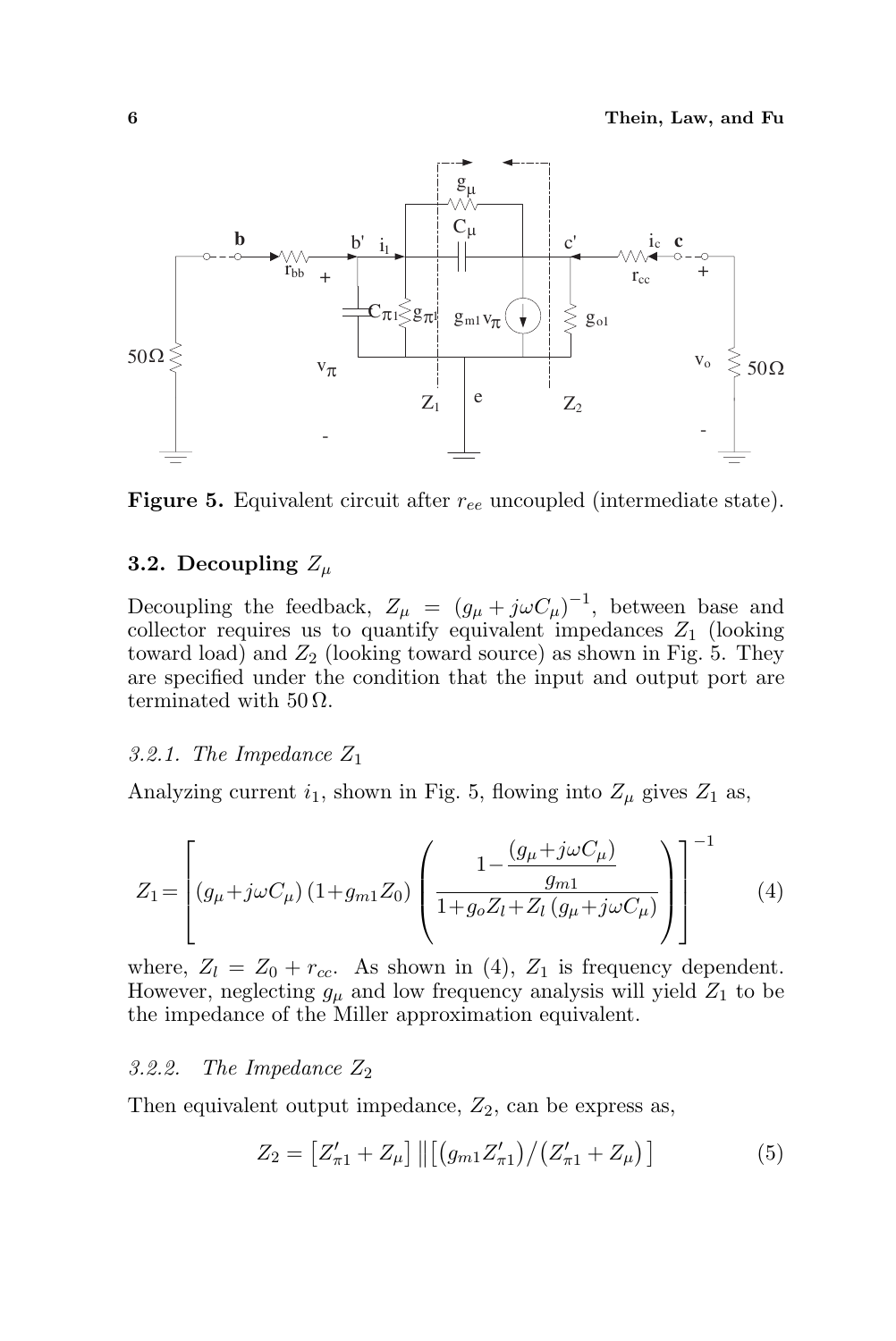**Figure 5.** Equivalent circuit after $r_{ee}$ uncoupled (intermediate state).

### 3.2. Decoupling $Z_\mu$

Decoupling the feedback, $Z_\mu = (g_\mu + j\omega C_\mu)^{-1}$, between base and collector requires us to quantify equivalent impedances $Z_1$ (looking toward load) and $Z_2$ (looking toward source) as shown in Fig. 5. They are specified under the condition that the input and output port are terminated with $50\,\Omega$.

#### *3.2.1. The Impedance $Z_1$*

Analyzing current $i_1$, shown in Fig. 5, flowing into $Z_\mu$ gives $Z_1$ as,

$$Z_1 = \left[ (g_\mu + j\omega C_\mu)(1 + g_{m1} Z_0) \left( \frac{1 - \dfrac{(g_\mu + j\omega C_\mu)}{g_{m1}}}{1 + g_o Z_l + Z_l (g_\mu + j\omega C_\mu)} \right) \right]^{-1} \tag{4}$$

where, $Z_l = Z_0 + r_{cc}$. As shown in (4), $Z_1$ is frequency dependent. However, neglecting $g_\mu$ and low frequency analysis will yield $Z_1$ to be the impedance of the Miller approximation equivalent.

#### *3.2.2. The Impedance $Z_2$*

Then equivalent output impedance, $Z_2$, can be express as,

$$Z_2 = \left[ Z'_{\pi 1} + Z_\mu \right] \| \left[ (g_{m1} Z'_{\pi 1}) / (Z'_{\pi 1} + Z_\mu) \right] \tag{5}$$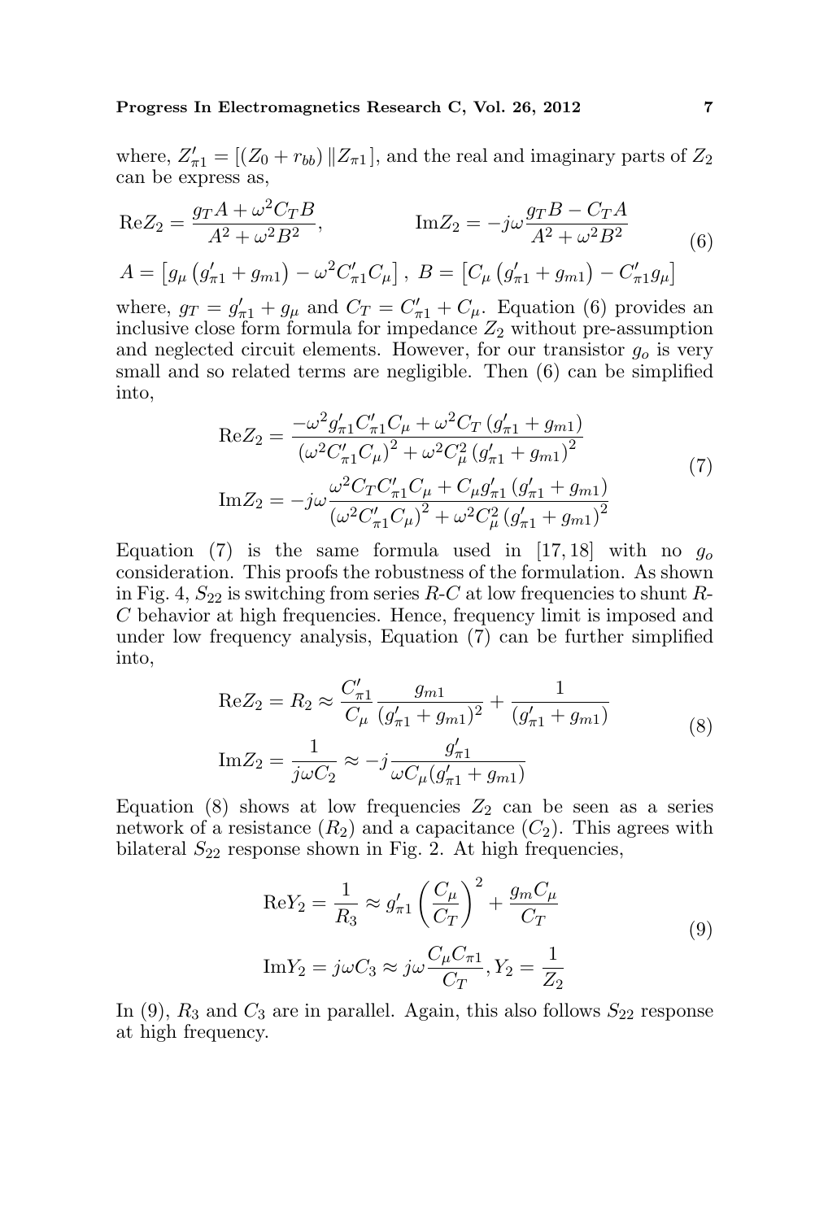where, $Z'_{\pi 1} = [(Z_0 + r_{bb}) \| Z_{\pi 1}]$, and the real and imaginary parts of $Z_2$ can be express as,

$$
\begin{aligned}
&\mathrm{Re}Z_2 = \frac{g_T A + \omega^2 C_T B}{A^2 + \omega^2 B^2}, \qquad \mathrm{Im}Z_2 = -j\omega \frac{g_T B - C_T A}{A^2 + \omega^2 B^2} \\
&A = \left[g_\mu \left(g'_{\pi 1} + g_{m1}\right) - \omega^2 C'_{\pi 1} C_\mu\right], \; B = \left[C_\mu \left(g'_{\pi 1} + g_{m1}\right) - C'_{\pi 1} g_\mu\right]
\end{aligned} \tag{6}
$$

where, $g_T = g'_{\pi 1} + g_\mu$ and $C_T = C'_{\pi 1} + C_\mu$. Equation (6) provides an inclusive close form formula for impedance $Z_2$ without pre-assumption and neglected circuit elements. However, for our transistor $g_o$ is very small and so related terms are negligible. Then (6) can be simplified into,

$$
\begin{aligned}
\mathrm{Re}Z_2 &= \frac{-\omega^2 g'_{\pi 1} C'_{\pi 1} C_\mu + \omega^2 C_T \left(g'_{\pi 1} + g_{m1}\right)}{\left(\omega^2 C'_{\pi 1} C_\mu\right)^2 + \omega^2 C_\mu^2 \left(g'_{\pi 1} + g_{m1}\right)^2} \\
\mathrm{Im}Z_2 &= -j\omega \frac{\omega^2 C_T C'_{\pi 1} C_\mu + C_\mu g'_{\pi 1} \left(g'_{\pi 1} + g_{m1}\right)}{\left(\omega^2 C'_{\pi 1} C_\mu\right)^2 + \omega^2 C_\mu^2 \left(g'_{\pi 1} + g_{m1}\right)^2}
\end{aligned} \tag{7}
$$

Equation (7) is the same formula used in [17, 18] with no $g_o$ consideration. This proofs the robustness of the formulation. As shown in Fig. 4, $S_{22}$ is switching from series $R$-$C$ at low frequencies to shunt $R$-$C$ behavior at high frequencies. Hence, frequency limit is imposed and under low frequency analysis, Equation (7) can be further simplified into,

$$
\begin{aligned}
\mathrm{Re}Z_2 &= R_2 \approx \frac{C'_{\pi 1}}{C_\mu} \frac{g_{m1}}{(g'_{\pi 1} + g_{m1})^2} + \frac{1}{(g'_{\pi 1} + g_{m1})} \\
\mathrm{Im}Z_2 &= \frac{1}{j\omega C_2} \approx -j \frac{g'_{\pi 1}}{\omega C_\mu (g'_{\pi 1} + g_{m1})}
\end{aligned} \tag{8}
$$

Equation (8) shows at low frequencies $Z_2$ can be seen as a series network of a resistance ($R_2$) and a capacitance ($C_2$). This agrees with bilateral $S_{22}$ response shown in Fig. 2. At high frequencies,

$$
\begin{aligned}
\mathrm{Re}Y_2 &= \frac{1}{R_3} \approx g'_{\pi 1} \left(\frac{C_\mu}{C_T}\right)^2 + \frac{g_m C_\mu}{C_T} \\
\mathrm{Im}Y_2 &= j\omega C_3 \approx j\omega \frac{C_\mu C_{\pi 1}}{C_T}, Y_2 = \frac{1}{Z_2}
\end{aligned} \tag{9}
$$

In (9), $R_3$ and $C_3$ are in parallel. Again, this also follows $S_{22}$ response at high frequency.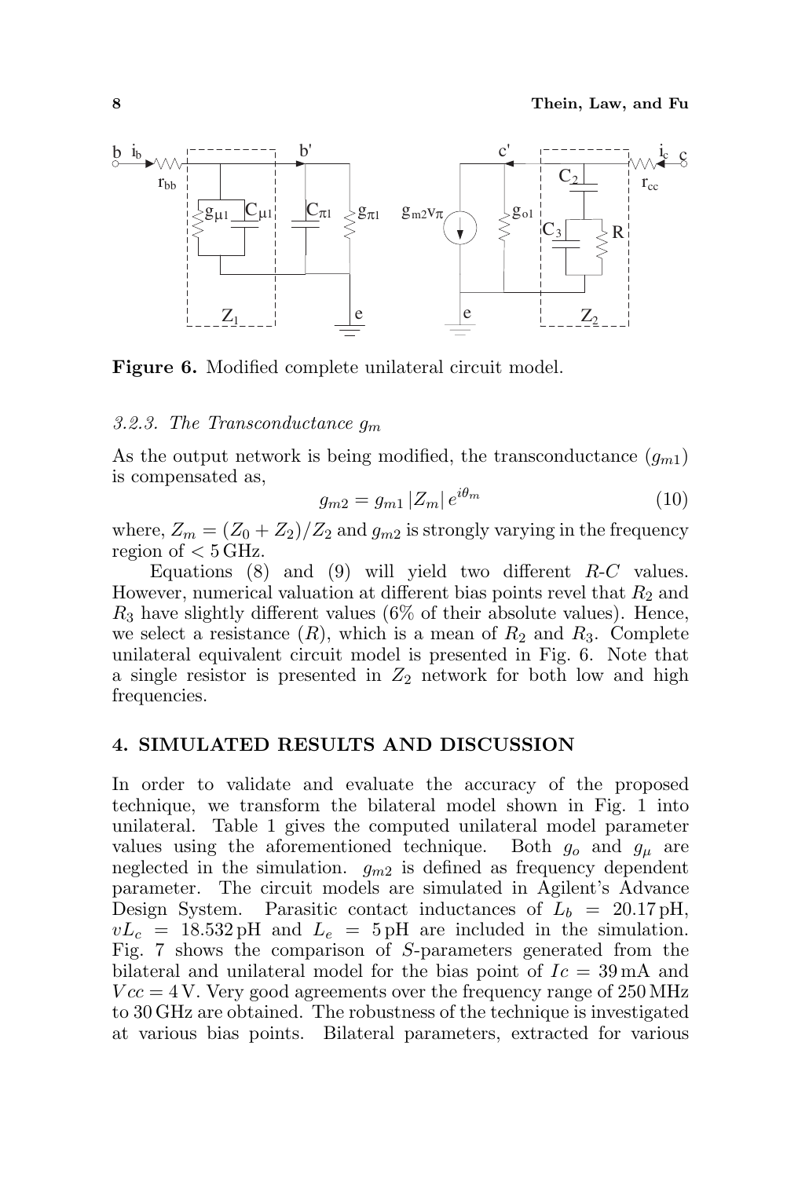**Figure 6.** Modified complete unilateral circuit model.

*3.2.3. The Transconductance $g_m$*

As the output network is being modified, the transconductance ($g_{m1}$) is compensated as,

$$g_{m2} = g_{m1} |Z_m| e^{i\theta_m} \tag{10}$$

where, $Z_m = (Z_0 + Z_2)/Z_2$ and $g_{m2}$ is strongly varying in the frequency region of $< 5\,\mathrm{GHz}$.

Equations (8) and (9) will yield two different $R$-$C$ values. However, numerical valuation at different bias points revel that $R_2$ and $R_3$ have slightly different values (6% of their absolute values). Hence, we select a resistance ($R$), which is a mean of $R_2$ and $R_3$. Complete unilateral equivalent circuit model is presented in Fig. 6. Note that a single resistor is presented in $Z_2$ network for both low and high frequencies.

## 4. SIMULATED RESULTS AND DISCUSSION

In order to validate and evaluate the accuracy of the proposed technique, we transform the bilateral model shown in Fig. 1 into unilateral. Table 1 gives the computed unilateral model parameter values using the aforementioned technique. Both $g_o$ and $g_\mu$ are neglected in the simulation. $g_{m2}$ is defined as frequency dependent parameter. The circuit models are simulated in Agilent's Advance Design System. Parasitic contact inductances of $L_b = 20.17\,\mathrm{pH}$, $vL_c = 18.532\,\mathrm{pH}$ and $L_e = 5\,\mathrm{pH}$ are included in the simulation. Fig. 7 shows the comparison of $S$-parameters generated from the bilateral and unilateral model for the bias point of $Ic = 39\,\mathrm{mA}$ and $Vcc = 4\,\mathrm{V}$. Very good agreements over the frequency range of 250 MHz to 30 GHz are obtained. The robustness of the technique is investigated at various bias points. Bilateral parameters, extracted for various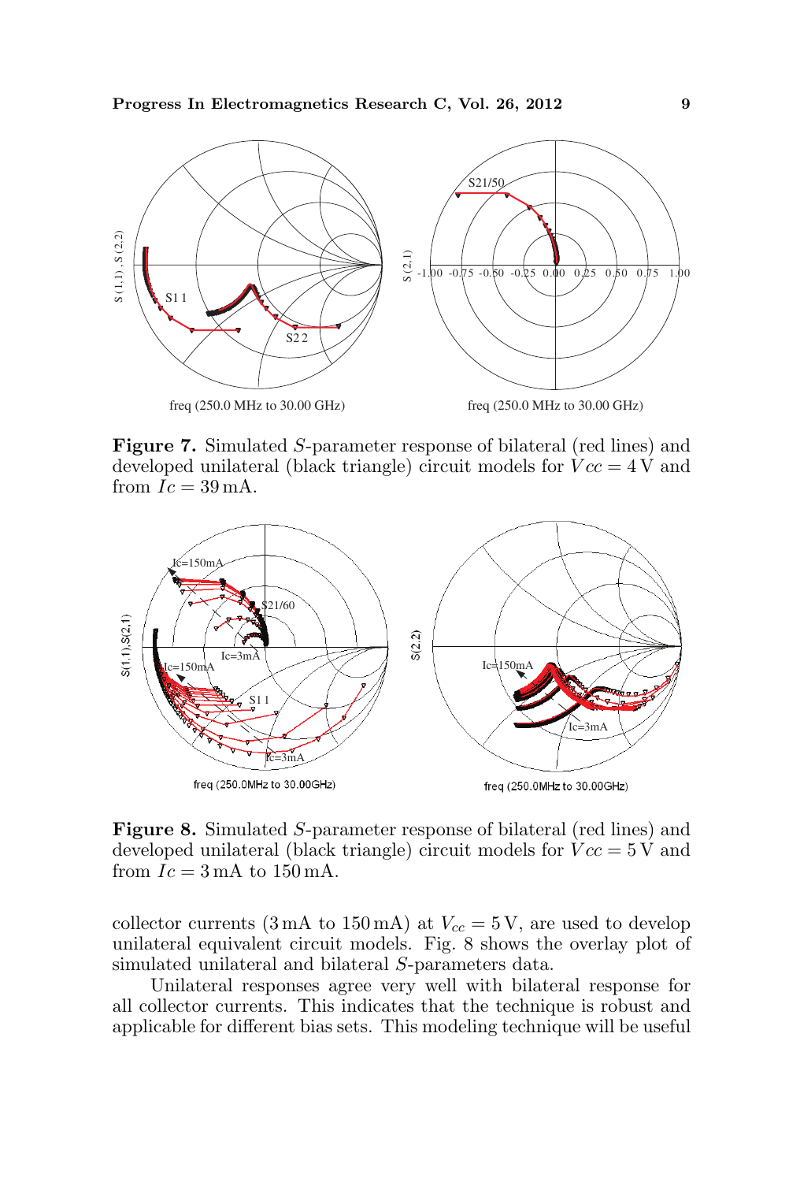**Figure 7.** Simulated $S$-parameter response of bilateral (red lines) and developed unilateral (black triangle) circuit models for $Vcc = 4\,\text{V}$ and from $Ic = 39\,\text{mA}$.

**Figure 8.** Simulated $S$-parameter response of bilateral (red lines) and developed unilateral (black triangle) circuit models for $Vcc = 5\,\text{V}$ and from $Ic = 3\,\text{mA}$ to $150\,\text{mA}$.

collector currents (3 mA to 150 mA) at $V_{cc} = 5\,\text{V}$, are used to develop unilateral equivalent circuit models. Fig. 8 shows the overlay plot of simulated unilateral and bilateral $S$-parameters data.

Unilateral responses agree very well with bilateral response for all collector currents. This indicates that the technique is robust and applicable for different bias sets. This modeling technique will be useful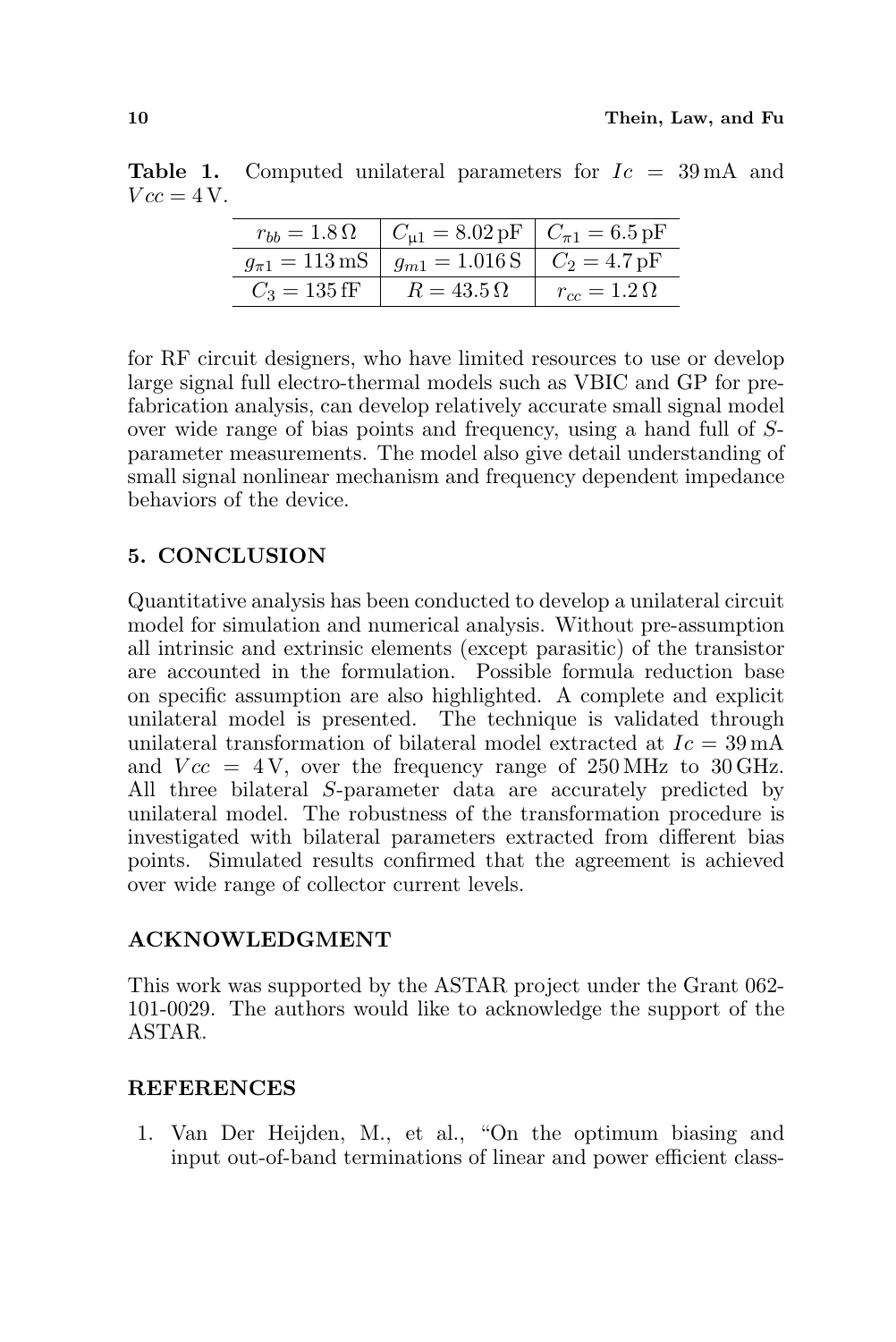**Table 1.** Computed unilateral parameters for $Ic = 39\,\text{mA}$ and $Vcc = 4\,\text{V}$.

| | | |
|---|---|---|
| $r_{bb} = 1.8\,\Omega$ | $C_{\mu 1} = 8.02\,\text{pF}$ | $C_{\pi 1} = 6.5\,\text{pF}$ |
| $g_{\pi 1} = 113\,\text{mS}$ | $g_{m1} = 1.016\,\text{S}$ | $C_2 = 4.7\,\text{pF}$ |
| $C_3 = 135\,\text{fF}$ | $R = 43.5\,\Omega$ | $r_{cc} = 1.2\,\Omega$ |

for RF circuit designers, who have limited resources to use or develop large signal full electro-thermal models such as VBIC and GP for pre-fabrication analysis, can develop relatively accurate small signal model over wide range of bias points and frequency, using a hand full of $S$-parameter measurements. The model also give detail understanding of small signal nonlinear mechanism and frequency dependent impedance behaviors of the device.

## 5. CONCLUSION

Quantitative analysis has been conducted to develop a unilateral circuit model for simulation and numerical analysis. Without pre-assumption all intrinsic and extrinsic elements (except parasitic) of the transistor are accounted in the formulation. Possible formula reduction base on specific assumption are also highlighted. A complete and explicit unilateral model is presented. The technique is validated through unilateral transformation of bilateral model extracted at $Ic = 39\,\text{mA}$ and $Vcc = 4\,\text{V}$, over the frequency range of 250 MHz to 30 GHz. All three bilateral $S$-parameter data are accurately predicted by unilateral model. The robustness of the transformation procedure is investigated with bilateral parameters extracted from different bias points. Simulated results confirmed that the agreement is achieved over wide range of collector current levels.

## ACKNOWLEDGMENT

This work was supported by the ASTAR project under the Grant 062-101-0029. The authors would like to acknowledge the support of the ASTAR.

## REFERENCES

1. Van Der Heijden, M., et al., "On the optimum biasing and input out-of-band terminations of linear and power efficient class-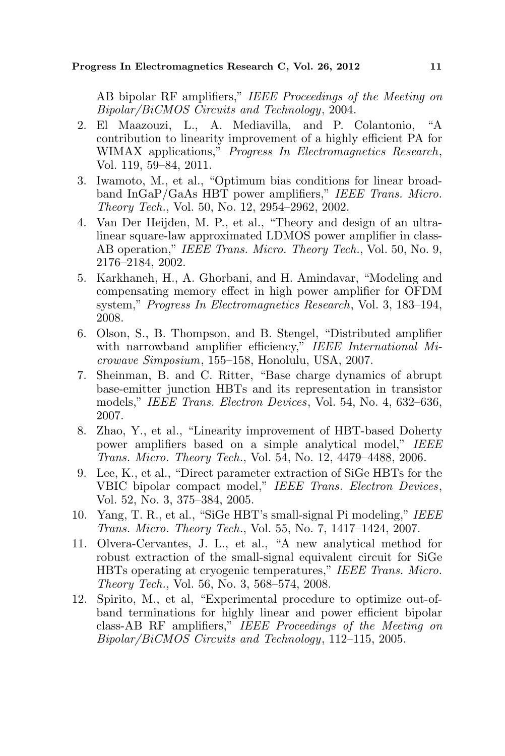AB bipolar RF amplifiers," *IEEE Proceedings of the Meeting on Bipolar/BiCMOS Circuits and Technology*, 2004.

2. El Maazouzi, L., A. Mediavilla, and P. Colantonio, "A contribution to linearity improvement of a highly efficient PA for WIMAX applications," *Progress In Electromagnetics Research*, Vol. 119, 59–84, 2011.
3. Iwamoto, M., et al., "Optimum bias conditions for linear broadband InGaP/GaAs HBT power amplifiers," *IEEE Trans. Micro. Theory Tech.*, Vol. 50, No. 12, 2954–2962, 2002.
4. Van Der Heijden, M. P., et al., "Theory and design of an ultralinear square-law approximated LDMOS power amplifier in class-AB operation," *IEEE Trans. Micro. Theory Tech.*, Vol. 50, No. 9, 2176–2184, 2002.
5. Karkhaneh, H., A. Ghorbani, and H. Amindavar, "Modeling and compensating memory effect in high power amplifier for OFDM system," *Progress In Electromagnetics Research*, Vol. 3, 183–194, 2008.
6. Olson, S., B. Thompson, and B. Stengel, "Distributed amplifier with narrowband amplifier efficiency," *IEEE International Microwave Simposium*, 155–158, Honolulu, USA, 2007.
7. Sheinman, B. and C. Ritter, "Base charge dynamics of abrupt base-emitter junction HBTs and its representation in transistor models," *IEEE Trans. Electron Devices*, Vol. 54, No. 4, 632–636, 2007.
8. Zhao, Y., et al., "Linearity improvement of HBT-based Doherty power amplifiers based on a simple analytical model," *IEEE Trans. Micro. Theory Tech.*, Vol. 54, No. 12, 4479–4488, 2006.
9. Lee, K., et al., "Direct parameter extraction of SiGe HBTs for the VBIC bipolar compact model," *IEEE Trans. Electron Devices*, Vol. 52, No. 3, 375–384, 2005.
10. Yang, T. R., et al., "SiGe HBT's small-signal Pi modeling," *IEEE Trans. Micro. Theory Tech.*, Vol. 55, No. 7, 1417–1424, 2007.
11. Olvera-Cervantes, J. L., et al., "A new analytical method for robust extraction of the small-signal equivalent circuit for SiGe HBTs operating at cryogenic temperatures," *IEEE Trans. Micro. Theory Tech.*, Vol. 56, No. 3, 568–574, 2008.
12. Spirito, M., et al, "Experimental procedure to optimize out-of-band terminations for highly linear and power efficient bipolar class-AB RF amplifiers," *IEEE Proceedings of the Meeting on Bipolar/BiCMOS Circuits and Technology*, 112–115, 2005.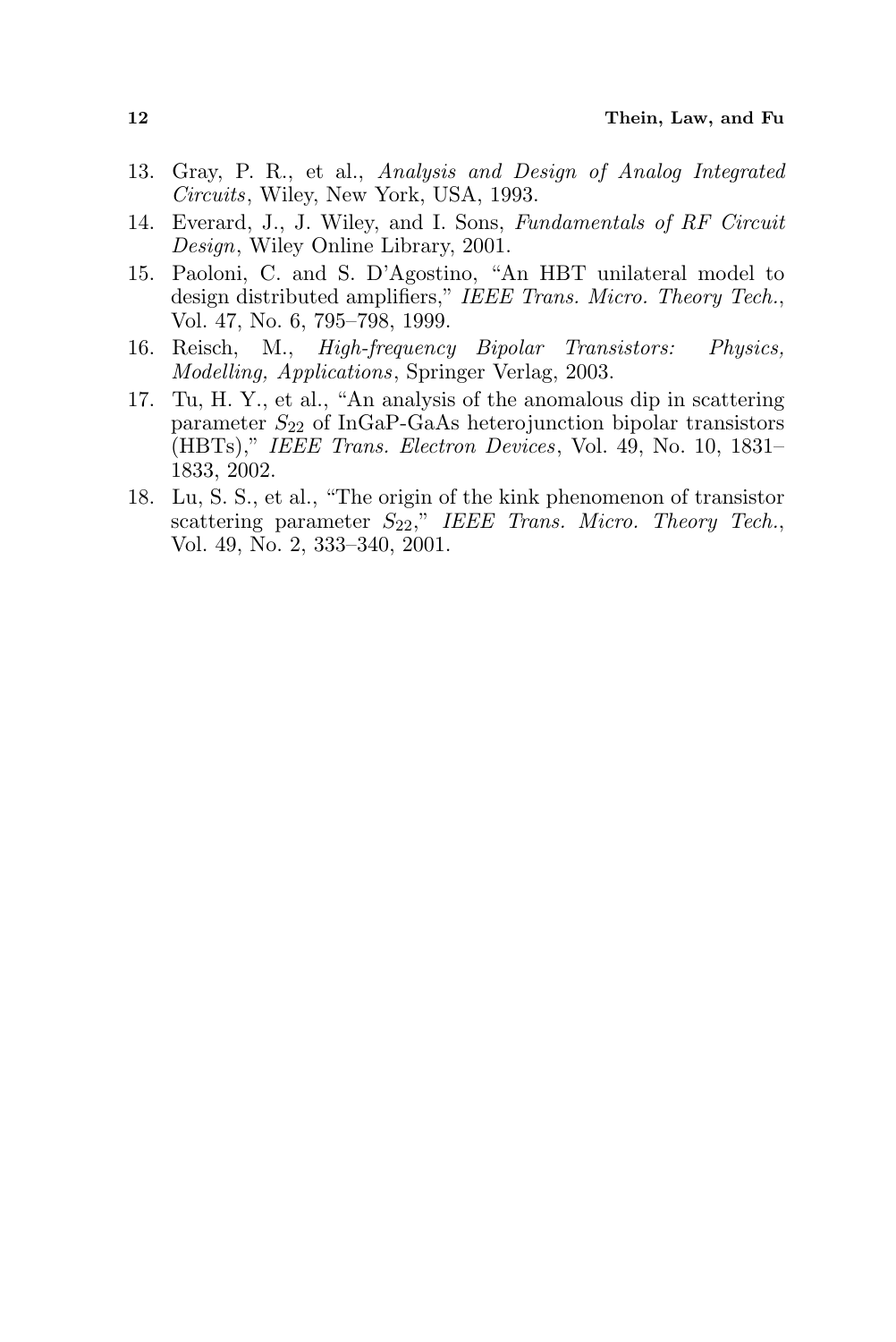13. Gray, P. R., et al., *Analysis and Design of Analog Integrated Circuits*, Wiley, New York, USA, 1993.
14. Everard, J., J. Wiley, and I. Sons, *Fundamentals of RF Circuit Design*, Wiley Online Library, 2001.
15. Paoloni, C. and S. D'Agostino, "An HBT unilateral model to design distributed amplifiers," *IEEE Trans. Micro. Theory Tech.*, Vol. 47, No. 6, 795–798, 1999.
16. Reisch, M., *High-frequency Bipolar Transistors: Physics, Modelling, Applications*, Springer Verlag, 2003.
17. Tu, H. Y., et al., "An analysis of the anomalous dip in scattering parameter $S_{22}$ of InGaP-GaAs heterojunction bipolar transistors (HBTs)," *IEEE Trans. Electron Devices*, Vol. 49, No. 10, 1831–1833, 2002.
18. Lu, S. S., et al., "The origin of the kink phenomenon of transistor scattering parameter $S_{22}$," *IEEE Trans. Micro. Theory Tech.*, Vol. 49, No. 2, 333–340, 2001.